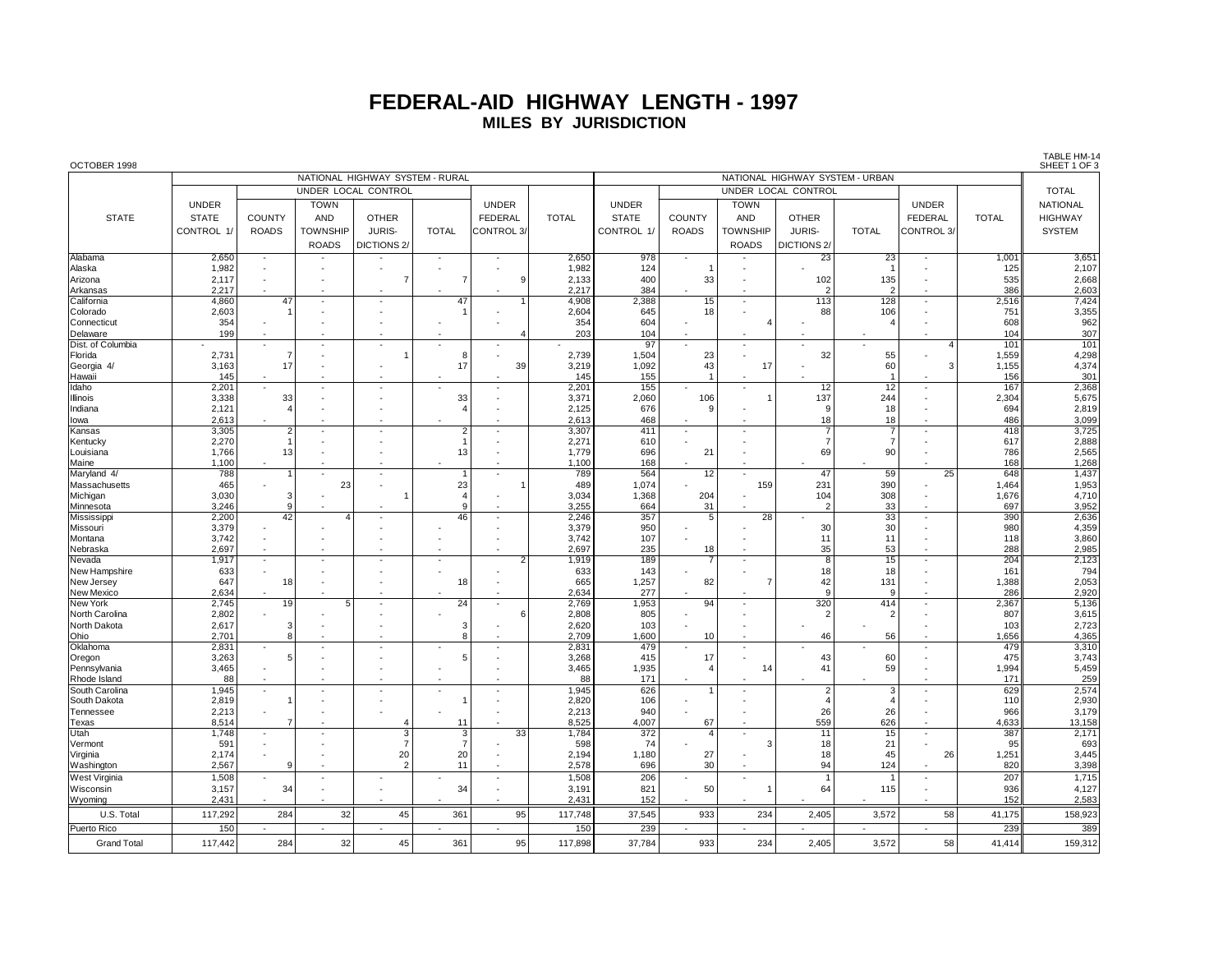# FEDERAL-AID HIGHWAY LENGTH - 1997

## MILES BY JURISDICTION

OCTOBER 1998

TABLE HM-14
SHEET 1 OF 3

| STATE | NATIONAL HIGHWAY SYSTEM - RURAL | | | | | | | NATIONAL HIGHWAY SYSTEM - URBAN | | | | | | | TOTAL NATIONAL HIGHWAY SYSTEM |
|---|---|---|---|---|---|---|---|---|---|---|---|---|---|---|---|
| | UNDER STATE CONTROL 1/ | UNDER LOCAL CONTROL | | | | UNDER FEDERAL CONTROL 3/ | TOTAL | UNDER STATE CONTROL 1/ | UNDER LOCAL CONTROL | | | | UNDER FEDERAL CONTROL 3/ | TOTAL | |
| | | COUNTY ROADS | TOWN AND TOWNSHIP ROADS | OTHER JURIS-DICTIONS 2/ | TOTAL | | | | COUNTY ROADS | TOWN AND TOWNSHIP ROADS | OTHER JURIS-DICTIONS 2/ | TOTAL | | | |
| Alabama | 2,650 | - | - | - | - | - | 2,650 | 978 | - | - | 23 | 23 | - | 1,001 | 3,651 |
| Alaska | 1,982 | - | - | - | - | - | 1,982 | 124 | 1 | - | - | 1 | - | 125 | 2,107 |
| Arizona | 2,117 | - | - | 7 | 7 | 9 | 2,133 | 400 | 33 | - | 102 | 135 | - | 535 | 2,668 |
| Arkansas | 2,217 | - | - | - | - | - | 2,217 | 384 | - | - | 2 | 2 | - | 386 | 2,603 |
| California | 4,860 | 47 | - | - | 47 | 1 | 4,908 | 2,388 | 15 | - | 113 | 128 | - | 2,516 | 7,424 |
| Colorado | 2,603 | 1 | - | - | 1 | - | 2,604 | 645 | 18 | - | 88 | 106 | - | 751 | 3,355 |
| Connecticut | 354 | - | - | - | - | - | 354 | 604 | - | 4 | - | 4 | - | 608 | 962 |
| Delaware | 199 | - | - | - | - | 4 | 203 | 104 | - | - | - | - | - | 104 | 307 |
| Dist. of Columbia | - | - | - | - | - | - | - | 97 | - | - | - | - | 4 | 101 | 101 |
| Florida | 2,731 | 7 | - | 1 | 8 | - | 2,739 | 1,504 | 23 | - | 32 | 55 | - | 1,559 | 4,298 |
| Georgia 4/ | 3,163 | 17 | - | - | 17 | 39 | 3,219 | 1,092 | 43 | 17 | - | 60 | 3 | 1,155 | 4,374 |
| Hawaii | 145 | - | - | - | - | - | 145 | 155 | 1 | - | - | 1 | - | 156 | 301 |
| Idaho | 2,201 | - | - | - | - | - | 2,201 | 155 | - | - | 12 | 12 | - | 167 | 2,368 |
| Illinois | 3,338 | 33 | - | - | 33 | - | 3,371 | 2,060 | 106 | 1 | 137 | 244 | - | 2,304 | 5,675 |
| Indiana | 2,121 | 4 | - | - | 4 | - | 2,125 | 676 | 9 | - | 9 | 18 | - | 694 | 2,819 |
| Iowa | 2,613 | - | - | - | - | - | 2,613 | 468 | - | - | 18 | 18 | - | 486 | 3,099 |
| Kansas | 3,305 | 2 | - | - | 2 | - | 3,307 | 411 | - | - | 7 | 7 | - | 418 | 3,725 |
| Kentucky | 2,270 | 1 | - | - | 1 | - | 2,271 | 610 | - | - | 7 | 7 | - | 617 | 2,888 |
| Louisiana | 1,766 | 13 | - | - | 13 | - | 1,779 | 696 | 21 | - | 69 | 90 | - | 786 | 2,565 |
| Maine | 1,100 | - | - | - | - | - | 1,100 | 168 | - | - | - | - | - | 168 | 1,268 |
| Maryland 4/ | 788 | 1 | - | - | 1 | - | 789 | 564 | 12 | - | 47 | 59 | 25 | 648 | 1,437 |
| Massachusetts | 465 | - | 23 | - | 23 | 1 | 489 | 1,074 | - | 159 | 231 | 390 | - | 1,464 | 1,953 |
| Michigan | 3,030 | 3 | - | 1 | 4 | - | 3,034 | 1,368 | 204 | - | 104 | 308 | - | 1,676 | 4,710 |
| Minnesota | 3,246 | 9 | - | - | 9 | - | 3,255 | 664 | 31 | - | 2 | 33 | - | 697 | 3,952 |
| Mississippi | 2,200 | 42 | 4 | - | 46 | - | 2,246 | 357 | 5 | 28 | - | 33 | - | 390 | 2,636 |
| Missouri | 3,379 | - | - | - | - | - | 3,379 | 950 | - | - | 30 | 30 | - | 980 | 4,359 |
| Montana | 3,742 | - | - | - | - | - | 3,742 | 107 | - | - | 11 | 11 | - | 118 | 3,860 |
| Nebraska | 2,697 | - | - | - | - | - | 2,697 | 235 | 18 | - | 35 | 53 | - | 288 | 2,985 |
| Nevada | 1,917 | - | - | - | - | 2 | 1,919 | 189 | 7 | - | 8 | 15 | - | 204 | 2,123 |
| New Hampshire | 633 | - | - | - | - | - | 633 | 143 | - | - | 18 | 18 | - | 161 | 794 |
| New Jersey | 647 | 18 | - | - | 18 | - | 665 | 1,257 | 82 | 7 | 42 | 131 | - | 1,388 | 2,053 |
| New Mexico | 2,634 | - | - | - | - | - | 2,634 | 277 | - | - | 9 | 9 | - | 286 | 2,920 |
| New York | 2,745 | 19 | 5 | - | 24 | - | 2,769 | 1,953 | 94 | - | 320 | 414 | - | 2,367 | 5,136 |
| North Carolina | 2,802 | - | - | - | - | 6 | 2,808 | 805 | - | - | 2 | 2 | - | 807 | 3,615 |
| North Dakota | 2,617 | 3 | - | - | 3 | - | 2,620 | 103 | - | - | - | - | - | 103 | 2,723 |
| Ohio | 2,701 | 8 | - | - | 8 | - | 2,709 | 1,600 | 10 | - | 46 | 56 | - | 1,656 | 4,365 |
| Oklahoma | 2,831 | - | - | - | - | - | 2,831 | 479 | - | - | - | - | - | 479 | 3,310 |
| Oregon | 3,263 | 5 | - | - | 5 | - | 3,268 | 415 | 17 | - | 43 | 60 | - | 475 | 3,743 |
| Pennsylvania | 3,465 | - | - | - | - | - | 3,465 | 1,935 | 4 | 14 | 41 | 59 | - | 1,994 | 5,459 |
| Rhode Island | 88 | - | - | - | - | - | 88 | 171 | - | - | - | - | - | 171 | 259 |
| South Carolina | 1,945 | - | - | - | - | - | 1,945 | 626 | 1 | - | 2 | 3 | - | 629 | 2,574 |
| South Dakota | 2,819 | 1 | - | - | 1 | - | 2,820 | 106 | - | - | 4 | 4 | - | 110 | 2,930 |
| Tennessee | 2,213 | - | - | - | - | - | 2,213 | 940 | - | - | 26 | 26 | - | 966 | 3,179 |
| Texas | 8,514 | 7 | - | 4 | 11 | - | 8,525 | 4,007 | 67 | - | 559 | 626 | - | 4,633 | 13,158 |
| Utah | 1,748 | - | - | 3 | 3 | 33 | 1,784 | 372 | 4 | - | 11 | 15 | - | 387 | 2,171 |
| Vermont | 591 | - | - | 7 | 7 | - | 598 | 74 | - | 3 | 18 | 21 | - | 95 | 693 |
| Virginia | 2,174 | - | - | 20 | 20 | - | 2,194 | 1,180 | 27 | - | 18 | 45 | 26 | 1,251 | 3,445 |
| Washington | 2,567 | 9 | - | 2 | 11 | - | 2,578 | 696 | 30 | - | 94 | 124 | - | 820 | 3,398 |
| West Virginia | 1,508 | - | - | - | - | - | 1,508 | 206 | - | - | 1 | 1 | - | 207 | 1,715 |
| Wisconsin | 3,157 | 34 | - | - | 34 | - | 3,191 | 821 | 50 | 1 | 64 | 115 | - | 936 | 4,127 |
| Wyoming | 2,431 | - | - | - | - | - | 2,431 | 152 | - | - | - | - | - | 152 | 2,583 |
| U.S. Total | 117,292 | 284 | 32 | 45 | 361 | 95 | 117,748 | 37,545 | 933 | 234 | 2,405 | 3,572 | 58 | 41,175 | 158,923 |
| Puerto Rico | 150 | - | - | - | - | - | 150 | 239 | - | - | - | - | - | 239 | 389 |
| Grand Total | 117,442 | 284 | 32 | 45 | 361 | 95 | 117,898 | 37,784 | 933 | 234 | 2,405 | 3,572 | 58 | 41,414 | 159,312 |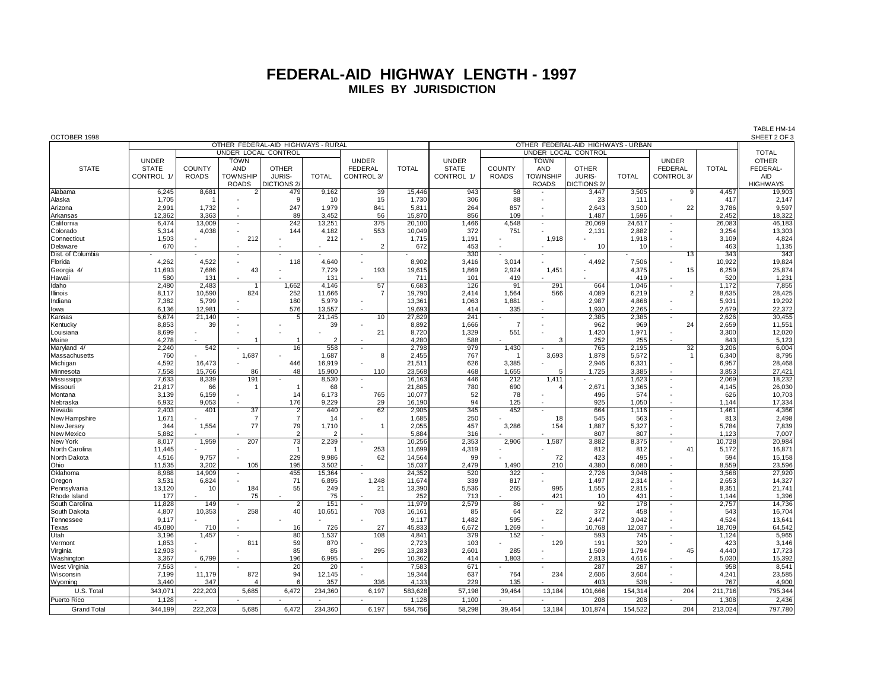# FEDERAL-AID HIGHWAY LENGTH - 1997

## MILES BY JURISDICTION

OCTOBER 1998

TABLE HM-14
SHEET 2 OF 3

| STATE | OTHER FEDERAL-AID HIGHWAYS - RURAL | | | | | | | OTHER FEDERAL-AID HIGHWAYS - URBAN | | | | | | | TOTAL OTHER FEDERAL-AID HIGHWAYS |
|---|---|---|---|---|---|---|---|---|---|---|---|---|---|---|---|
| | UNDER STATE CONTROL 1/ | UNDER LOCAL CONTROL | | | | UNDER FEDERAL CONTROL 3/ | TOTAL | UNDER STATE CONTROL 1/ | UNDER LOCAL CONTROL | | | | UNDER FEDERAL CONTROL 3/ | TOTAL | |
| | | COUNTY ROADS | TOWN AND TOWNSHIP ROADS | OTHER JURIS-DICTIONS 2/ | TOTAL | | | | COUNTY ROADS | TOWN AND TOWNSHIP ROADS | OTHER JURIS-DICTIONS 2/ | TOTAL | | | |
| Alabama | 6,245 | 8,681 | 2 | 479 | 9,162 | 39 | 15,446 | 943 | 58 | - | 3,447 | 3,505 | 9 | 4,457 | 19,903 |
| Alaska | 1,705 | 1 | - | 9 | 10 | 15 | 1,730 | 306 | 88 | - | 23 | 111 | - | 417 | 2,147 |
| Arizona | 2,991 | 1,732 | - | 247 | 1,979 | 841 | 5,811 | 264 | 857 | - | 2,643 | 3,500 | 22 | 3,786 | 9,597 |
| Arkansas | 12,362 | 3,363 | - | 89 | 3,452 | 56 | 15,870 | 856 | 109 | - | 1,487 | 1,596 | - | 2,452 | 18,322 |
| California | 6,474 | 13,009 | - | 242 | 13,251 | 375 | 20,100 | 1,466 | 4,548 | - | 20,069 | 24,617 | - | 26,083 | 46,183 |
| Colorado | 5,314 | 4,038 | - | 144 | 4,182 | 553 | 10,049 | 372 | 751 | - | 2,131 | 2,882 | - | 3,254 | 13,303 |
| Connecticut | 1,503 | - | 212 | - | 212 | - | 1,715 | 1,191 | - | 1,918 | - | 1,918 | - | 3,109 | 4,824 |
| Delaware | 670 | - | - | - | - | 2 | 672 | 453 | - | - | 10 | 10 | - | 463 | 1,135 |
| Dist. of Columbia | - | - | - | - | - | - | - | 330 | - | - | - | - | 13 | 343 | 343 |
| Florida | 4,262 | 4,522 | - | 118 | 4,640 | - | 8,902 | 3,416 | 3,014 | - | 4,492 | 7,506 | - | 10,922 | 19,824 |
| Georgia 4/ | 11,693 | 7,686 | 43 | - | 7,729 | 193 | 19,615 | 1,869 | 2,924 | 1,451 | - | 4,375 | 15 | 6,259 | 25,874 |
| Hawaii | 580 | 131 | - | - | 131 | - | 711 | 101 | 419 | - | - | 419 | - | 520 | 1,231 |
| Idaho | 2,480 | 2,483 | 1 | 1,662 | 4,146 | 57 | 6,683 | 126 | 91 | 291 | 664 | 1,046 | - | 1,172 | 7,855 |
| Illinois | 8,117 | 10,590 | 824 | 252 | 11,666 | 7 | 19,790 | 2,414 | 1,564 | 566 | 4,089 | 6,219 | 2 | 8,635 | 28,425 |
| Indiana | 7,382 | 5,799 | - | 180 | 5,979 | - | 13,361 | 1,063 | 1,881 | - | 2,987 | 4,868 | - | 5,931 | 19,292 |
| Iowa | 6,136 | 12,981 | - | 576 | 13,557 | - | 19,693 | 414 | 335 | - | 1,930 | 2,265 | - | 2,679 | 22,372 |
| Kansas | 6,674 | 21,140 | - | 5 | 21,145 | 10 | 27,829 | 241 | - | - | 2,385 | 2,385 | - | 2,626 | 30,455 |
| Kentucky | 8,853 | 39 | - | - | 39 | - | 8,892 | 1,666 | 7 | - | 962 | 969 | 24 | 2,659 | 11,551 |
| Louisiana | 8,699 | - | - | - | - | 21 | 8,720 | 1,329 | 551 | - | 1,420 | 1,971 | - | 3,300 | 12,020 |
| Maine | 4,278 | - | 1 | 1 | 2 | - | 4,280 | 588 | - | 3 | 252 | 255 | - | 843 | 5,123 |
| Maryland 4/ | 2,240 | 542 | - | 16 | 558 | - | 2,798 | 979 | 1,430 | - | 765 | 2,195 | 32 | 3,206 | 6,004 |
| Massachusetts | 760 | - | 1,687 | - | 1,687 | 8 | 2,455 | 767 | 1 | 3,693 | 1,878 | 5,572 | 1 | 6,340 | 8,795 |
| Michigan | 4,592 | 16,473 | - | 446 | 16,919 | - | 21,511 | 626 | 3,385 | - | 2,946 | 6,331 | - | 6,957 | 28,468 |
| Minnesota | 7,558 | 15,766 | 86 | 48 | 15,900 | 110 | 23,568 | 468 | 1,655 | 5 | 1,725 | 3,385 | - | 3,853 | 27,421 |
| Mississippi | 7,633 | 8,339 | 191 | - | 8,530 | - | 16,163 | 446 | 212 | 1,411 | - | 1,623 | - | 2,069 | 18,232 |
| Missouri | 21,817 | 66 | 1 | 1 | 68 | - | 21,885 | 780 | 690 | 4 | 2,671 | 3,365 | - | 4,145 | 26,030 |
| Montana | 3,139 | 6,159 | - | 14 | 6,173 | 765 | 10,077 | 52 | 78 | - | 496 | 574 | - | 626 | 10,703 |
| Nebraska | 6,932 | 9,053 | - | 176 | 9,229 | 29 | 16,190 | 94 | 125 | - | 925 | 1,050 | - | 1,144 | 17,334 |
| Nevada | 2,403 | 401 | 37 | 2 | 440 | 62 | 2,905 | 345 | 452 | - | 664 | 1,116 | - | 1,461 | 4,366 |
| New Hampshire | 1,671 | - | 7 | 7 | 14 | - | 1,685 | 250 | - | 18 | 545 | 563 | - | 813 | 2,498 |
| New Jersey | 344 | 1,554 | 77 | 79 | 1,710 | 1 | 2,055 | 457 | 3,286 | 154 | 1,887 | 5,327 | - | 5,784 | 7,839 |
| New Mexico | 5,882 | - | - | 2 | 2 | - | 5,884 | 316 | - | - | 807 | 807 | - | 1,123 | 7,007 |
| New York | 8,017 | 1,959 | 207 | 73 | 2,239 | - | 10,256 | 2,353 | 2,906 | 1,587 | 3,882 | 8,375 | - | 10,728 | 20,984 |
| North Carolina | 11,445 | - | - | 1 | 1 | 253 | 11,699 | 4,319 | - | - | 812 | 812 | 41 | 5,172 | 16,871 |
| North Dakota | 4,516 | 9,757 | - | 229 | 9,986 | 62 | 14,564 | 99 | - | 72 | 423 | 495 | - | 594 | 15,158 |
| Ohio | 11,535 | 3,202 | 105 | 195 | 3,502 | - | 15,037 | 2,479 | 1,490 | 210 | 4,380 | 6,080 | - | 8,559 | 23,596 |
| Oklahoma | 8,988 | 14,909 | - | 455 | 15,364 | - | 24,352 | 520 | 322 | - | 2,726 | 3,048 | - | 3,568 | 27,920 |
| Oregon | 3,531 | 6,824 | - | 71 | 6,895 | 1,248 | 11,674 | 339 | 817 | - | 1,497 | 2,314 | - | 2,653 | 14,327 |
| Pennsylvania | 13,120 | 10 | 184 | 55 | 249 | 21 | 13,390 | 5,536 | 265 | 995 | 1,555 | 2,815 | - | 8,351 | 21,741 |
| Rhode Island | 177 | - | 75 | - | 75 | - | 252 | 713 | - | 421 | 10 | 431 | - | 1,144 | 1,396 |
| South Carolina | 11,828 | 149 | - | 2 | 151 | - | 11,979 | 2,579 | 86 | - | 92 | 178 | - | 2,757 | 14,736 |
| South Dakota | 4,807 | 10,353 | 258 | 40 | 10,651 | 703 | 16,161 | 85 | 64 | 22 | 372 | 458 | - | 543 | 16,704 |
| Tennessee | 9,117 | - | - | - | - | - | 9,117 | 1,482 | 595 | - | 2,447 | 3,042 | - | 4,524 | 13,641 |
| Texas | 45,080 | 710 | - | 16 | 726 | 27 | 45,833 | 6,672 | 1,269 | - | 10,768 | 12,037 | - | 18,709 | 64,542 |
| Utah | 3,196 | 1,457 | - | 80 | 1,537 | 108 | 4,841 | 379 | 152 | - | 593 | 745 | - | 1,124 | 5,965 |
| Vermont | 1,853 | - | 811 | 59 | 870 | - | 2,723 | 103 | - | 129 | 191 | 320 | - | 423 | 3,146 |
| Virginia | 12,903 | - | - | 85 | 85 | 295 | 13,283 | 2,601 | 285 | - | 1,509 | 1,794 | 45 | 4,440 | 17,723 |
| Washington | 3,367 | 6,799 | - | 196 | 6,995 | - | 10,362 | 414 | 1,803 | - | 2,813 | 4,616 | - | 5,030 | 15,392 |
| West Virginia | 7,563 | - | - | 20 | 20 | - | 7,583 | 671 | - | - | 287 | 287 | - | 958 | 8,541 |
| Wisconsin | 7,199 | 11,179 | 872 | 94 | 12,145 | - | 19,344 | 637 | 764 | 234 | 2,606 | 3,604 | - | 4,241 | 23,585 |
| Wyoming | 3,440 | 347 | 4 | 6 | 357 | 336 | 4,133 | 229 | 135 | - | 403 | 538 | - | 767 | 4,900 |
| U.S. Total | 343,071 | 222,203 | 5,685 | 6,472 | 234,360 | 6,197 | 583,628 | 57,198 | 39,464 | 13,184 | 101,666 | 154,314 | 204 | 211,716 | 795,344 |
| Puerto Rico | 1,128 | - | - | - | - | - | 1,128 | 1,100 | - | - | 208 | 208 | - | 1,308 | 2,436 |
| Grand Total | 344,199 | 222,203 | 5,685 | 6,472 | 234,360 | 6,197 | 584,756 | 58,298 | 39,464 | 13,184 | 101,874 | 154,522 | 204 | 213,024 | 797,780 |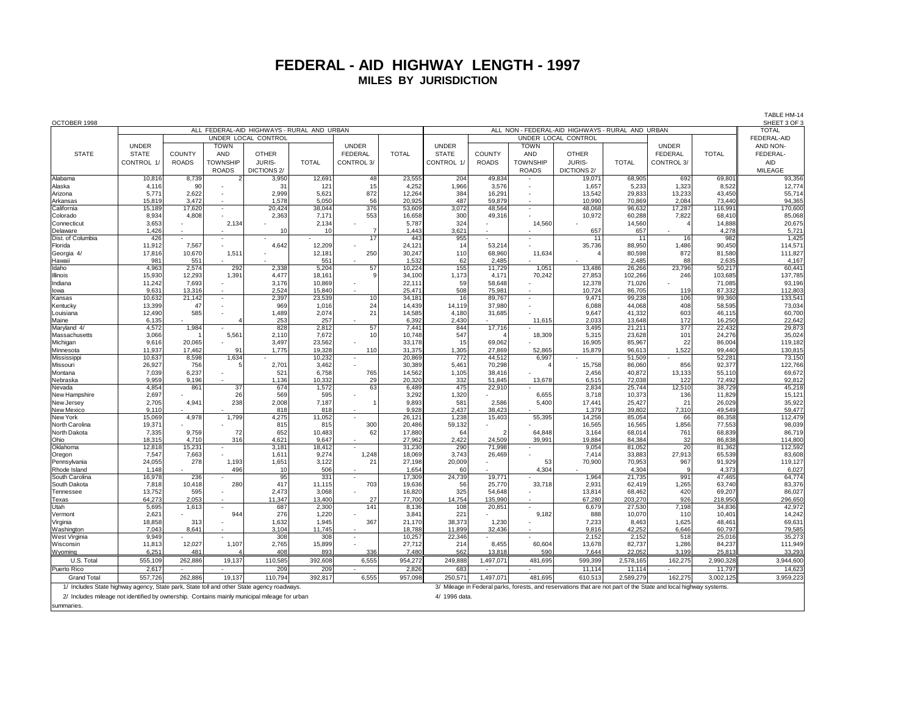# FEDERAL - AID HIGHWAY LENGTH - 1997

## MILES BY JURISDICTION

OCTOBER 1998

TABLE HM-14
SHEET 3 OF 3

| STATE | ALL FEDERAL-AID HIGHWAYS - RURAL AND URBAN | | | | | | | ALL NON - FEDERAL-AID HIGHWAYS - RURAL AND URBAN | | | | | | | TOTAL FEDERAL-AID AND NON-FEDERAL-AID MILEAGE |
|---|---|---|---|---|---|---|---|---|---|---|---|---|---|---|---|
| | UNDER STATE CONTROL 1/ | UNDER LOCAL CONTROL | | | | UNDER FEDERAL CONTROL 3/ | TOTAL | UNDER STATE CONTROL 1/ | UNDER LOCAL CONTROL | | | | UNDER FEDERAL CONTROL 3/ | TOTAL | |
| | | COUNTY ROADS | TOWN AND TOWNSHIP ROADS | OTHER JURIS-DICTIONS 2/ | TOTAL | | | | COUNTY ROADS | TOWN AND TOWNSHIP ROADS | OTHER JURIS-DICTIONS 2/ | TOTAL | | | |
| Alabama | 10,816 | 8,739 | 2 | 3,950 | 12,691 | 48 | 23,555 | 204 | 49,834 | - | 19,071 | 68,905 | 692 | 69,801 | 93,356 |
| Alaska | 4,116 | 90 | - | 31 | 121 | 15 | 4,252 | 1,966 | 3,576 | - | 1,657 | 5,233 | 1,323 | 8,522 | 12,774 |
| Arizona | 5,771 | 2,622 | - | 2,999 | 5,621 | 872 | 12,264 | 384 | 16,291 | - | 13,542 | 29,833 | 13,233 | 43,450 | 55,714 |
| Arkansas | 15,819 | 3,472 | - | 1,578 | 5,050 | 56 | 20,925 | 487 | 59,879 | - | 10,990 | 70,869 | 2,084 | 73,440 | 94,365 |
| California | 15,189 | 17,620 | - | 20,424 | 38,044 | 376 | 53,609 | 3,072 | 48,564 | - | 48,068 | 96,632 | 17,287 | 116,991 | 170,600 |
| Colorado | 8,934 | 4,808 | - | 2,363 | 7,171 | 553 | 16,658 | 300 | 49,316 | - | 10,972 | 60,288 | 7,822 | 68,410 | 85,068 |
| Connecticut | 3,653 | - | 2,134 | - | 2,134 | - | 5,787 | 324 | - | 14,560 | - | 14,560 | 4 | 14,888 | 20,675 |
| Delaware | 1,426 | - | - | 10 | 10 | 7 | 1,443 | 3,621 | - | - | 657 | 657 | - | 4,278 | 5,721 |
| Dist. of Columbia | 426 | - | - | - | - | 17 | 443 | 955 | - | - | 11 | 11 | 16 | 982 | 1,425 |
| Florida | 11,912 | 7,567 | - | 4,642 | 12,209 | - | 24,121 | 14 | 53,214 | - | 35,736 | 88,950 | 1,486 | 90,450 | 114,571 |
| Georgia 4/ | 17,816 | 10,670 | 1,511 | - | 12,181 | 250 | 30,247 | 110 | 68,960 | 11,634 | 4 | 80,598 | 872 | 81,580 | 111,827 |
| Hawaii | 981 | 551 | - | - | 551 | - | 1,532 | 62 | 2,485 | - | - | 2,485 | 88 | 2,635 | 4,167 |
| Idaho | 4,963 | 2,574 | 292 | 2,338 | 5,204 | 57 | 10,224 | 155 | 11,729 | 1,051 | 13,486 | 26,266 | 23,796 | 50,217 | 60,441 |
| Illinois | 15,930 | 12,293 | 1,391 | 4,477 | 18,161 | 9 | 34,100 | 1,173 | 4,171 | 70,242 | 27,853 | 102,266 | 246 | 103,685 | 137,785 |
| Indiana | 11,242 | 7,693 | - | 3,176 | 10,869 | - | 22,111 | 59 | 58,648 | - | 12,378 | 71,026 | - | 71,085 | 93,196 |
| Iowa | 9,631 | 13,316 | - | 2,524 | 15,840 | - | 25,471 | 508 | 75,981 | - | 10,724 | 86,705 | 119 | 87,332 | 112,803 |
| Kansas | 10,632 | 21,142 | - | 2,397 | 23,539 | 10 | 34,181 | 16 | 89,767 | - | 9,471 | 99,238 | 106 | 99,360 | 133,541 |
| Kentucky | 13,399 | 47 | - | 969 | 1,016 | 24 | 14,439 | 14,119 | 37,980 | - | 6,088 | 44,068 | 408 | 58,595 | 73,034 |
| Louisiana | 12,490 | 585 | - | 1,489 | 2,074 | 21 | 14,585 | 4,180 | 31,685 | - | 9,647 | 41,332 | 603 | 46,115 | 60,700 |
| Maine | 6,135 | - | 4 | 253 | 257 | - | 6,392 | 2,430 | - | 11,615 | 2,033 | 13,648 | 172 | 16,250 | 22,642 |
| Maryland 4/ | 4,572 | 1,984 | - | 828 | 2,812 | 57 | 7,441 | 844 | 17,716 | - | 3,495 | 21,211 | 377 | 22,432 | 29,873 |
| Massachusetts | 3,066 | 1 | 5,561 | 2,110 | 7,672 | 10 | 10,748 | 547 | 4 | 18,309 | 5,315 | 23,628 | 101 | 24,276 | 35,024 |
| Michigan | 9,616 | 20,065 | - | 3,497 | 23,562 | - | 33,178 | 15 | 69,062 | - | 16,905 | 85,967 | 22 | 86,004 | 119,182 |
| Minnesota | 11,937 | 17,462 | 91 | 1,775 | 19,328 | 110 | 31,375 | 1,305 | 27,869 | 52,865 | 15,879 | 96,613 | 1,522 | 99,440 | 130,815 |
| Mississippi | 10,637 | 8,598 | 1,634 | - | 10,232 | - | 20,869 | 772 | 44,512 | 6,997 | - | 51,509 | - | 52,281 | 73,150 |
| Missouri | 26,927 | 756 | 5 | 2,701 | 3,462 | - | 30,389 | 5,461 | 70,298 | 4 | 15,758 | 86,060 | 856 | 92,377 | 122,766 |
| Montana | 7,039 | 6,237 | - | 521 | 6,758 | 765 | 14,562 | 1,105 | 38,416 | - | 2,456 | 40,872 | 13,133 | 55,110 | 69,672 |
| Nebraska | 9,959 | 9,196 | - | 1,136 | 10,332 | 29 | 20,320 | 332 | 51,845 | 13,678 | 6,515 | 72,038 | 122 | 72,492 | 92,812 |
| Nevada | 4,854 | 861 | 37 | 674 | 1,572 | 63 | 6,489 | 475 | 22,910 | - | 2,834 | 25,744 | 12,510 | 38,729 | 45,218 |
| New Hampshire | 2,697 | - | 26 | 569 | 595 | - | 3,292 | 1,320 | - | 6,655 | 3,718 | 10,373 | 136 | 11,829 | 15,121 |
| New Jersey | 2,705 | 4,941 | 238 | 2,008 | 7,187 | 1 | 9,893 | 581 | 2,586 | 5,400 | 17,441 | 25,427 | 21 | 26,029 | 35,922 |
| New Mexico | 9,110 | - | - | 818 | 818 | - | 9,928 | 2,437 | 38,423 | - | 1,379 | 39,802 | 7,310 | 49,549 | 59,477 |
| New York | 15,069 | 4,978 | 1,799 | 4,275 | 11,052 | - | 26,121 | 1,238 | 15,403 | 55,395 | 14,256 | 85,054 | 66 | 86,358 | 112,479 |
| North Carolina | 19,371 | - | - | 815 | 815 | 300 | 20,486 | 59,132 | - | - | 16,565 | 16,565 | 1,856 | 77,553 | 98,039 |
| North Dakota | 7,335 | 9,759 | 72 | 652 | 10,483 | 62 | 17,880 | 64 | 2 | 64,848 | 3,164 | 68,014 | 761 | 68,839 | 86,719 |
| Ohio | 18,315 | 4,710 | 316 | 4,621 | 9,647 | - | 27,962 | 2,422 | 24,509 | 39,991 | 19,884 | 84,384 | 32 | 86,838 | 114,800 |
| Oklahoma | 12,818 | 15,231 | - | 3,181 | 18,412 | - | 31,230 | 290 | 71,998 | - | 9,054 | 81,052 | 20 | 81,362 | 112,592 |
| Oregon | 7,547 | 7,663 | - | 1,611 | 9,274 | 1,248 | 18,069 | 3,743 | 26,469 | - | 7,414 | 33,883 | 27,913 | 65,539 | 83,608 |
| Pennsylvania | 24,055 | 278 | 1,193 | 1,651 | 3,122 | 21 | 27,198 | 20,009 | - | 53 | 70,900 | 70,953 | 967 | 91,929 | 119,127 |
| Rhode Island | 1,148 | - | 496 | 10 | 506 | - | 1,654 | 60 | - | 4,304 | - | 4,304 | 9 | 4,373 | 6,027 |
| South Carolina | 16,978 | 236 | - | 95 | 331 | - | 17,309 | 24,739 | 19,771 | - | 1,964 | 21,735 | 991 | 47,465 | 64,774 |
| South Dakota | 7,818 | 10,418 | 280 | 417 | 11,115 | 703 | 19,636 | 56 | 25,770 | 33,718 | 2,931 | 62,419 | 1,265 | 63,740 | 83,376 |
| Tennessee | 13,752 | 595 | - | 2,473 | 3,068 | - | 16,820 | 325 | 54,648 | - | 13,814 | 68,462 | 420 | 69,207 | 86,027 |
| Texas | 64,273 | 2,053 | - | 11,347 | 13,400 | 27 | 77,700 | 14,754 | 135,990 | - | 67,280 | 203,270 | 926 | 218,950 | 296,650 |
| Utah | 5,695 | 1,613 | - | 687 | 2,300 | 141 | 8,136 | 108 | 20,851 | - | 6,679 | 27,530 | 7,198 | 34,836 | 42,972 |
| Vermont | 2,621 | - | 944 | 276 | 1,220 | - | 3,841 | 221 | - | 9,182 | 888 | 10,070 | 110 | 10,401 | 14,242 |
| Virginia | 18,858 | 313 | - | 1,632 | 1,945 | 367 | 21,170 | 38,373 | 1,230 | - | 7,233 | 8,463 | 1,625 | 48,461 | 69,631 |
| Washington | 7,043 | 8,641 | - | 3,104 | 11,745 | - | 18,788 | 11,899 | 32,436 | - | 9,816 | 42,252 | 6,646 | 60,797 | 79,585 |
| West Virginia | 9,949 | - | - | 308 | 308 | - | 10,257 | 22,346 | - | - | 2,152 | 2,152 | 518 | 25,016 | 35,273 |
| Wisconsin | 11,813 | 12,027 | 1,107 | 2,765 | 15,899 | - | 27,712 | 214 | 8,455 | 60,604 | 13,678 | 82,737 | 1,286 | 84,237 | 111,949 |
| Wyoming | 6,251 | 481 | 4 | 408 | 893 | 336 | 7,480 | 562 | 13,818 | 590 | 7,644 | 22,052 | 3,199 | 25,813 | 33,293 |
| U.S. Total | 555,109 | 262,886 | 19,137 | 110,585 | 392,608 | 6,555 | 954,272 | 249,888 | 1,497,071 | 481,695 | 599,399 | 2,578,165 | 162,275 | 2,990,328 | 3,944,600 |
| Puerto Rico | 2,617 | - | - | 209 | 209 | - | 2,826 | 683 | - | - | 11,114 | 11,114 | - | 11,797 | 14,623 |
| Grand Total | 557,726 | 262,886 | 19,137 | 110,794 | 392,817 | 6,555 | 957,098 | 250,571 | 1,497,071 | 481,695 | 610,513 | 2,589,279 | 162,275 | 3,002,125 | 3,959,223 |

1/ Includes State highway agency, State park, State toll and other State agency roadways.

2/ Includes mileage not identified by ownership. Contains mainly municipal mileage for urban summaries.

3/ Mileage in Federal parks, forests, and reservations that are not part of the State and local highway systems.

4/ 1996 data.